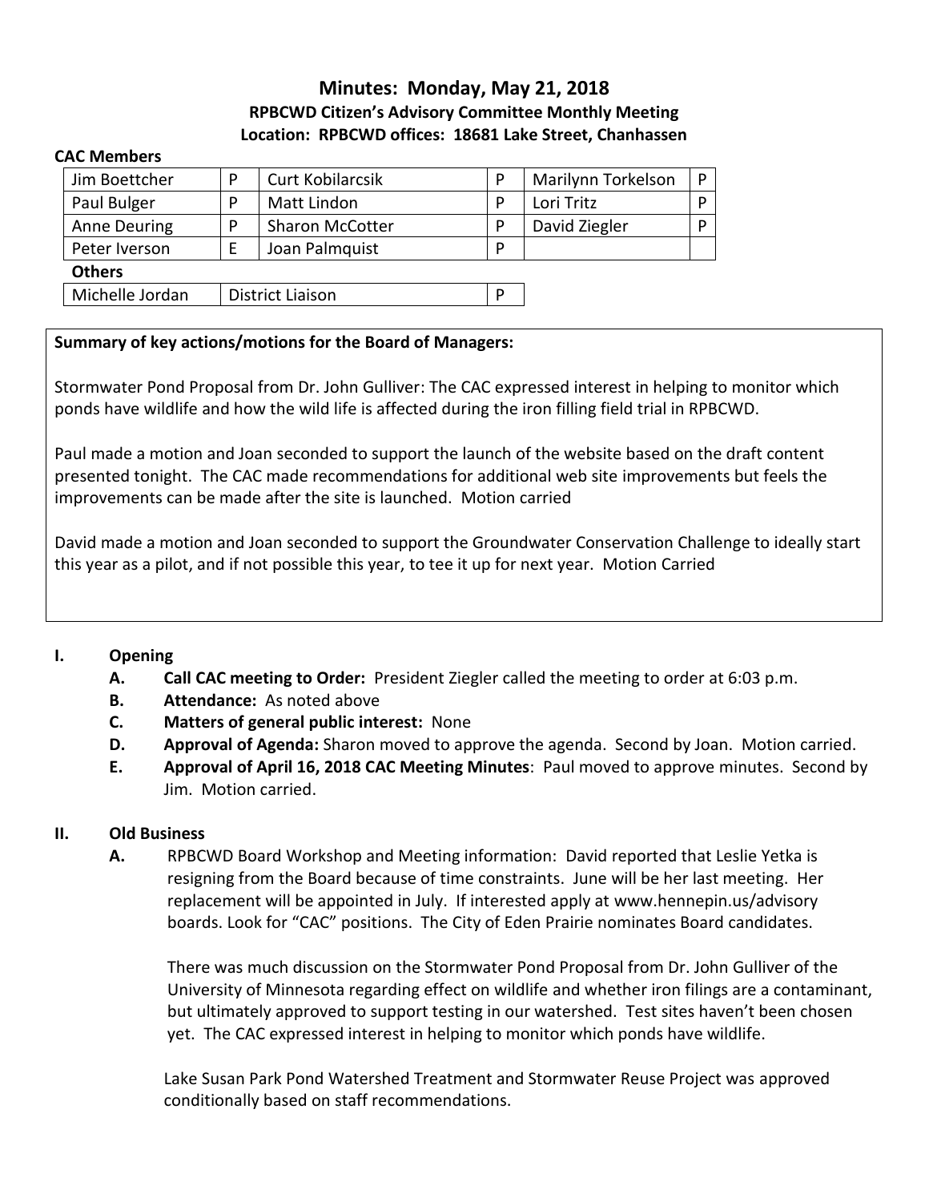# Minutes: Monday, May 21, 2018

**RPBCWD Citizen's Advisory Committee Monthly Meeting**

**Location: RPBCWD offices: 18681 Lake Street, Chanhassen**

**CAC Members**

| | | | | | |
|---|---|---|---|---|---|
| Jim Boettcher | P | Curt Kobilarcsik | P | Marilynn Torkelson | P |
| Paul Bulger | P | Matt Lindon | P | Lori Tritz | P |
| Anne Deuring | P | Sharon McCotter | P | David Ziegler | P |
| Peter Iverson | E | Joan Palmquist | P | | |
| **Others** | | | | | |
| Michelle Jordan | District Liaison | | P | | |

**Summary of key actions/motions for the Board of Managers:**

Stormwater Pond Proposal from Dr. John Gulliver: The CAC expressed interest in helping to monitor which ponds have wildlife and how the wild life is affected during the iron filling field trial in RPBCWD.

Paul made a motion and Joan seconded to support the launch of the website based on the draft content presented tonight. The CAC made recommendations for additional web site improvements but feels the improvements can be made after the site is launched. Motion carried

David made a motion and Joan seconded to support the Groundwater Conservation Challenge to ideally start this year as a pilot, and if not possible this year, to tee it up for next year. Motion Carried

## I. Opening

- **A. Call CAC meeting to Order:** President Ziegler called the meeting to order at 6:03 p.m.
- **B. Attendance:** As noted above
- **C. Matters of general public interest:** None
- **D. Approval of Agenda:** Sharon moved to approve the agenda. Second by Joan. Motion carried.
- **E. Approval of April 16, 2018 CAC Meeting Minutes**: Paul moved to approve minutes. Second by Jim. Motion carried.

## II. Old Business

**A.** RPBCWD Board Workshop and Meeting information: David reported that Leslie Yetka is resigning from the Board because of time constraints. June will be her last meeting. Her replacement will be appointed in July. If interested apply at www.hennepin.us/advisory boards. Look for "CAC" positions. The City of Eden Prairie nominates Board candidates.

There was much discussion on the Stormwater Pond Proposal from Dr. John Gulliver of the University of Minnesota regarding effect on wildlife and whether iron filings are a contaminant, but ultimately approved to support testing in our watershed. Test sites haven't been chosen yet. The CAC expressed interest in helping to monitor which ponds have wildlife.

Lake Susan Park Pond Watershed Treatment and Stormwater Reuse Project was approved conditionally based on staff recommendations.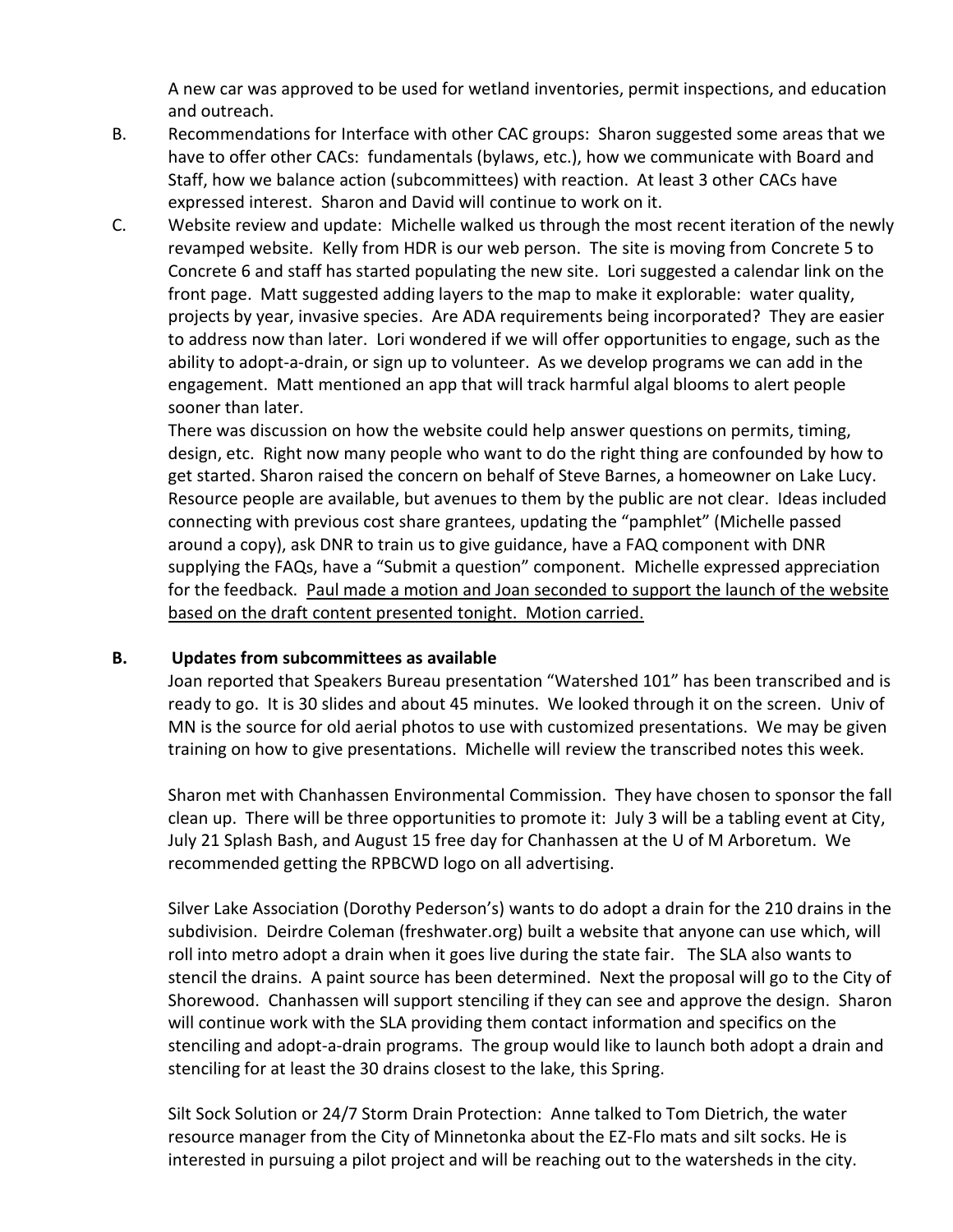A new car was approved to be used for wetland inventories, permit inspections, and education and outreach.

B. Recommendations for Interface with other CAC groups: Sharon suggested some areas that we have to offer other CACs: fundamentals (bylaws, etc.), how we communicate with Board and Staff, how we balance action (subcommittees) with reaction. At least 3 other CACs have expressed interest. Sharon and David will continue to work on it.

C. Website review and update: Michelle walked us through the most recent iteration of the newly revamped website. Kelly from HDR is our web person. The site is moving from Concrete 5 to Concrete 6 and staff has started populating the new site. Lori suggested a calendar link on the front page. Matt suggested adding layers to the map to make it explorable: water quality, projects by year, invasive species. Are ADA requirements being incorporated? They are easier to address now than later. Lori wondered if we will offer opportunities to engage, such as the ability to adopt-a-drain, or sign up to volunteer. As we develop programs we can add in the engagement. Matt mentioned an app that will track harmful algal blooms to alert people sooner than later.

There was discussion on how the website could help answer questions on permits, timing, design, etc. Right now many people who want to do the right thing are confounded by how to get started. Sharon raised the concern on behalf of Steve Barnes, a homeowner on Lake Lucy. Resource people are available, but avenues to them by the public are not clear. Ideas included connecting with previous cost share grantees, updating the "pamphlet" (Michelle passed around a copy), ask DNR to train us to give guidance, have a FAQ component with DNR supplying the FAQs, have a "Submit a question" component. Michelle expressed appreciation for the feedback. <u>Paul made a motion and Joan seconded to support the launch of the website based on the draft content presented tonight. Motion carried.</u>

### B. Updates from subcommittees as available

Joan reported that Speakers Bureau presentation "Watershed 101" has been transcribed and is ready to go. It is 30 slides and about 45 minutes. We looked through it on the screen. Univ of MN is the source for old aerial photos to use with customized presentations. We may be given training on how to give presentations. Michelle will review the transcribed notes this week.

Sharon met with Chanhassen Environmental Commission. They have chosen to sponsor the fall clean up. There will be three opportunities to promote it: July 3 will be a tabling event at City, July 21 Splash Bash, and August 15 free day for Chanhassen at the U of M Arboretum. We recommended getting the RPBCWD logo on all advertising.

Silver Lake Association (Dorothy Pederson's) wants to do adopt a drain for the 210 drains in the subdivision. Deirdre Coleman (freshwater.org) built a website that anyone can use which, will roll into metro adopt a drain when it goes live during the state fair. The SLA also wants to stencil the drains. A paint source has been determined. Next the proposal will go to the City of Shorewood. Chanhassen will support stenciling if they can see and approve the design. Sharon will continue work with the SLA providing them contact information and specifics on the stenciling and adopt-a-drain programs. The group would like to launch both adopt a drain and stenciling for at least the 30 drains closest to the lake, this Spring.

Silt Sock Solution or 24/7 Storm Drain Protection: Anne talked to Tom Dietrich, the water resource manager from the City of Minnetonka about the EZ-Flo mats and silt socks. He is interested in pursuing a pilot project and will be reaching out to the watersheds in the city.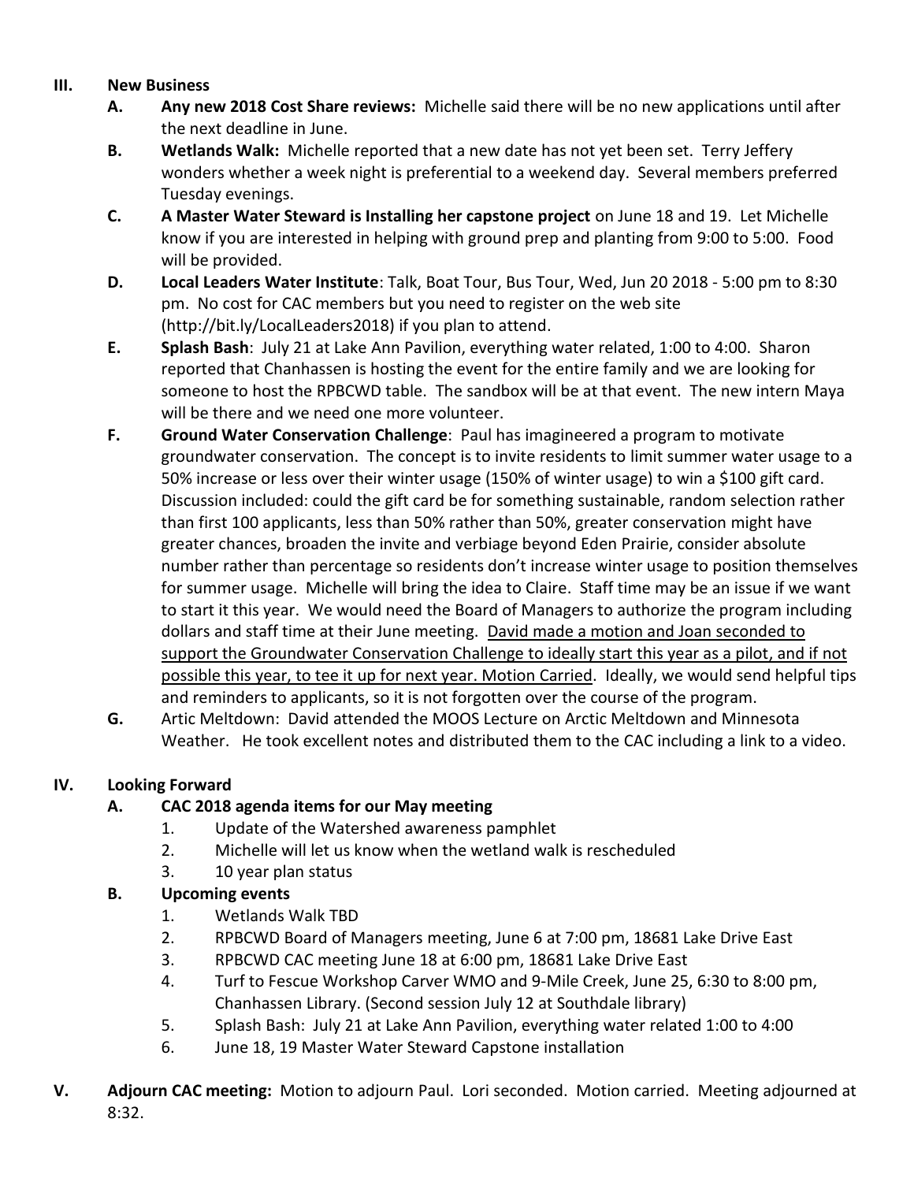## III. New Business

**A. Any new 2018 Cost Share reviews:** Michelle said there will be no new applications until after the next deadline in June.

**B. Wetlands Walk:** Michelle reported that a new date has not yet been set. Terry Jeffery wonders whether a week night is preferential to a weekend day. Several members preferred Tuesday evenings.

**C. A Master Water Steward is Installing her capstone project** on June 18 and 19. Let Michelle know if you are interested in helping with ground prep and planting from 9:00 to 5:00. Food will be provided.

**D. Local Leaders Water Institute**: Talk, Boat Tour, Bus Tour, Wed, Jun 20 2018 - 5:00 pm to 8:30 pm. No cost for CAC members but you need to register on the web site (http://bit.ly/LocalLeaders2018) if you plan to attend.

**E. Splash Bash**: July 21 at Lake Ann Pavilion, everything water related, 1:00 to 4:00. Sharon reported that Chanhassen is hosting the event for the entire family and we are looking for someone to host the RPBCWD table. The sandbox will be at that event. The new intern Maya will be there and we need one more volunteer.

**F. Ground Water Conservation Challenge**: Paul has imagineered a program to motivate groundwater conservation. The concept is to invite residents to limit summer water usage to a 50% increase or less over their winter usage (150% of winter usage) to win a $100 gift card. Discussion included: could the gift card be for something sustainable, random selection rather than first 100 applicants, less than 50% rather than 50%, greater conservation might have greater chances, broaden the invite and verbiage beyond Eden Prairie, consider absolute number rather than percentage so residents don't increase winter usage to position themselves for summer usage. Michelle will bring the idea to Claire. Staff time may be an issue if we want to start it this year. We would need the Board of Managers to authorize the program including dollars and staff time at their June meeting. <u>David made a motion and Joan seconded to support the Groundwater Conservation Challenge to ideally start this year as a pilot, and if not possible this year, to tee it up for next year. Motion Carried</u>. Ideally, we would send helpful tips and reminders to applicants, so it is not forgotten over the course of the program.

**G.** Artic Meltdown: David attended the MOOS Lecture on Arctic Meltdown and Minnesota Weather. He took excellent notes and distributed them to the CAC including a link to a video.

## IV. Looking Forward

### A. CAC 2018 agenda items for our May meeting

1. Update of the Watershed awareness pamphlet
2. Michelle will let us know when the wetland walk is rescheduled
3. 10 year plan status

### B. Upcoming events

1. Wetlands Walk TBD
2. RPBCWD Board of Managers meeting, June 6 at 7:00 pm, 18681 Lake Drive East
3. RPBCWD CAC meeting June 18 at 6:00 pm, 18681 Lake Drive East
4. Turf to Fescue Workshop Carver WMO and 9-Mile Creek, June 25, 6:30 to 8:00 pm, Chanhassen Library. (Second session July 12 at Southdale library)
5. Splash Bash: July 21 at Lake Ann Pavilion, everything water related 1:00 to 4:00
6. June 18, 19 Master Water Steward Capstone installation

## V. Adjourn CAC meeting:

Motion to adjourn Paul. Lori seconded. Motion carried. Meeting adjourned at 8:32.